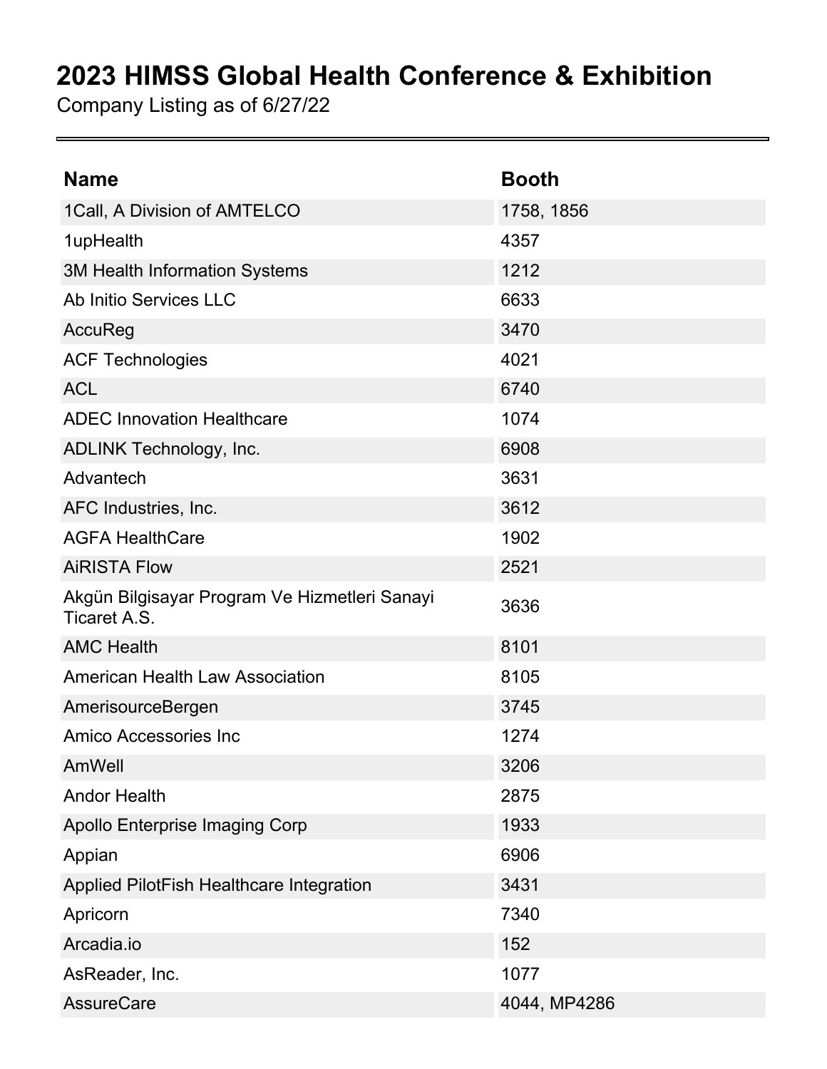# 2023 HIMSS Global Health Conference & Exhibition

Company Listing as of 6/27/22

| Name | Booth |
| --- | --- |
| 1Call, A Division of AMTELCO | 1758, 1856 |
| 1upHealth | 4357 |
| 3M Health Information Systems | 1212 |
| Ab Initio Services LLC | 6633 |
| AccuReg | 3470 |
| ACF Technologies | 4021 |
| ACL | 6740 |
| ADEC Innovation Healthcare | 1074 |
| ADLINK Technology, Inc. | 6908 |
| Advantech | 3631 |
| AFC Industries, Inc. | 3612 |
| AGFA HealthCare | 1902 |
| AiRISTA Flow | 2521 |
| Akgün Bilgisayar Program Ve Hizmetleri Sanayi Ticaret A.S. | 3636 |
| AMC Health | 8101 |
| American Health Law Association | 8105 |
| AmerisourceBergen | 3745 |
| Amico Accessories Inc | 1274 |
| AmWell | 3206 |
| Andor Health | 2875 |
| Apollo Enterprise Imaging Corp | 1933 |
| Appian | 6906 |
| Applied PilotFish Healthcare Integration | 3431 |
| Apricorn | 7340 |
| Arcadia.io | 152 |
| AsReader, Inc. | 1077 |
| AssureCare | 4044, MP4286 |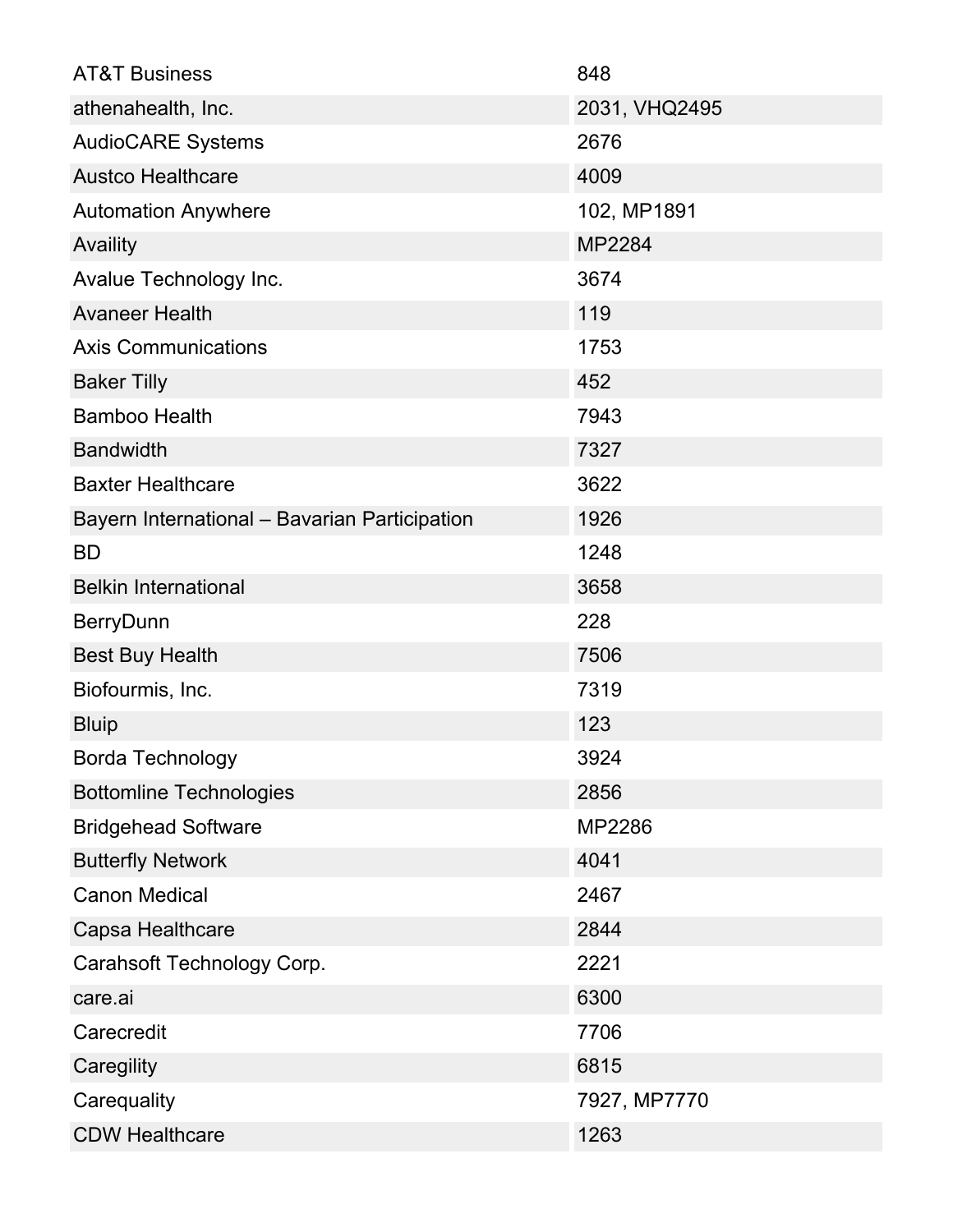| | |
|---|---|
| AT&T Business | 848 |
| athenahealth, Inc. | 2031, VHQ2495 |
| AudioCARE Systems | 2676 |
| Austco Healthcare | 4009 |
| Automation Anywhere | 102, MP1891 |
| Availity | MP2284 |
| Avalue Technology Inc. | 3674 |
| Avaneer Health | 119 |
| Axis Communications | 1753 |
| Baker Tilly | 452 |
| Bamboo Health | 7943 |
| Bandwidth | 7327 |
| Baxter Healthcare | 3622 |
| Bayern International – Bavarian Participation | 1926 |
| BD | 1248 |
| Belkin International | 3658 |
| BerryDunn | 228 |
| Best Buy Health | 7506 |
| Biofourmis, Inc. | 7319 |
| Bluip | 123 |
| Borda Technology | 3924 |
| Bottomline Technologies | 2856 |
| Bridgehead Software | MP2286 |
| Butterfly Network | 4041 |
| Canon Medical | 2467 |
| Capsa Healthcare | 2844 |
| Carahsoft Technology Corp. | 2221 |
| care.ai | 6300 |
| Carecredit | 7706 |
| Caregility | 6815 |
| Carequality | 7927, MP7770 |
| CDW Healthcare | 1263 |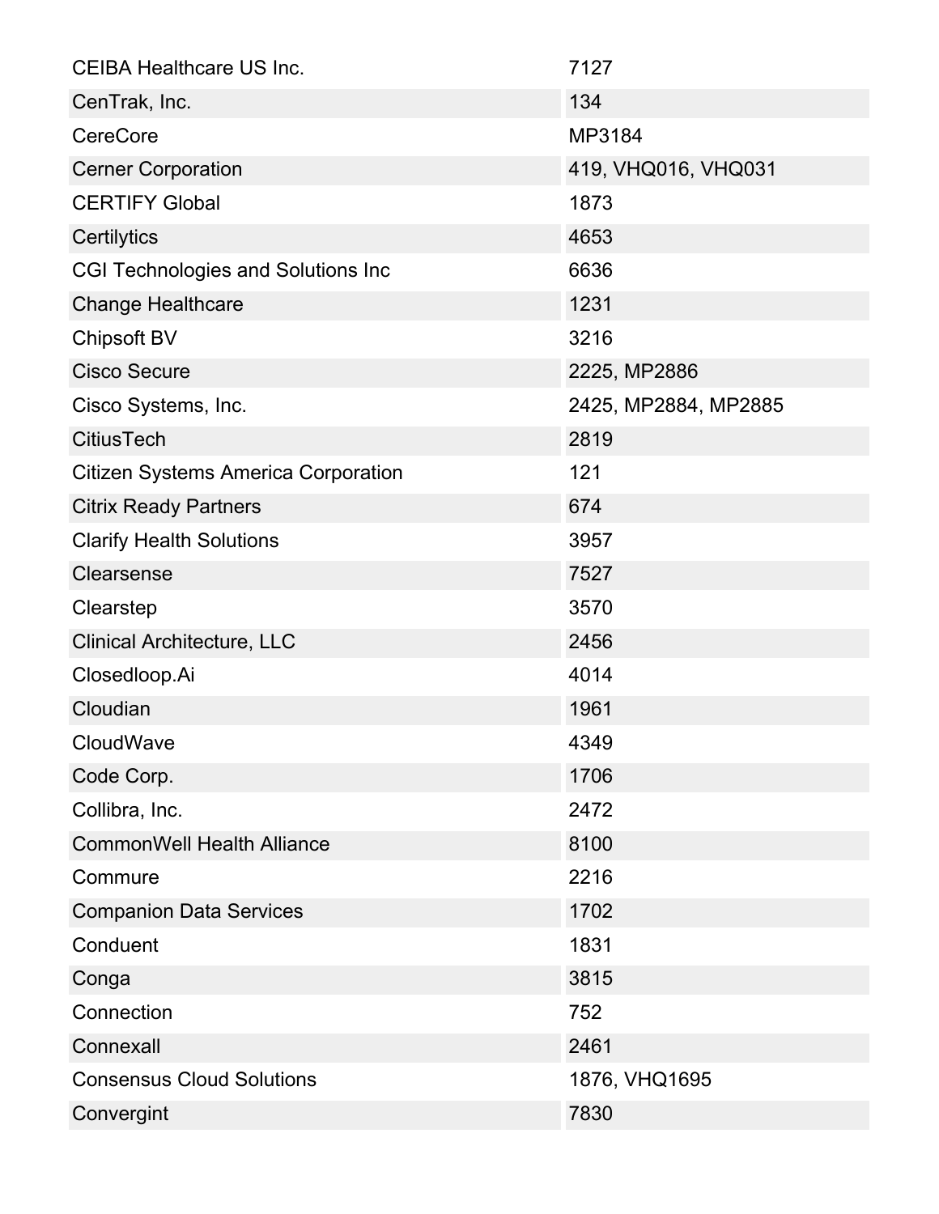| | |
|---|---|
| CEIBA Healthcare US Inc. | 7127 |
| CenTrak, Inc. | 134 |
| CereCore | MP3184 |
| Cerner Corporation | 419, VHQ016, VHQ031 |
| CERTIFY Global | 1873 |
| Certilytics | 4653 |
| CGI Technologies and Solutions Inc | 6636 |
| Change Healthcare | 1231 |
| Chipsoft BV | 3216 |
| Cisco Secure | 2225, MP2886 |
| Cisco Systems, Inc. | 2425, MP2884, MP2885 |
| CitiusTech | 2819 |
| Citizen Systems America Corporation | 121 |
| Citrix Ready Partners | 674 |
| Clarify Health Solutions | 3957 |
| Clearsense | 7527 |
| Clearstep | 3570 |
| Clinical Architecture, LLC | 2456 |
| Closedloop.Ai | 4014 |
| Cloudian | 1961 |
| CloudWave | 4349 |
| Code Corp. | 1706 |
| Collibra, Inc. | 2472 |
| CommonWell Health Alliance | 8100 |
| Commure | 2216 |
| Companion Data Services | 1702 |
| Conduent | 1831 |
| Conga | 3815 |
| Connection | 752 |
| Connexall | 2461 |
| Consensus Cloud Solutions | 1876, VHQ1695 |
| Convergint | 7830 |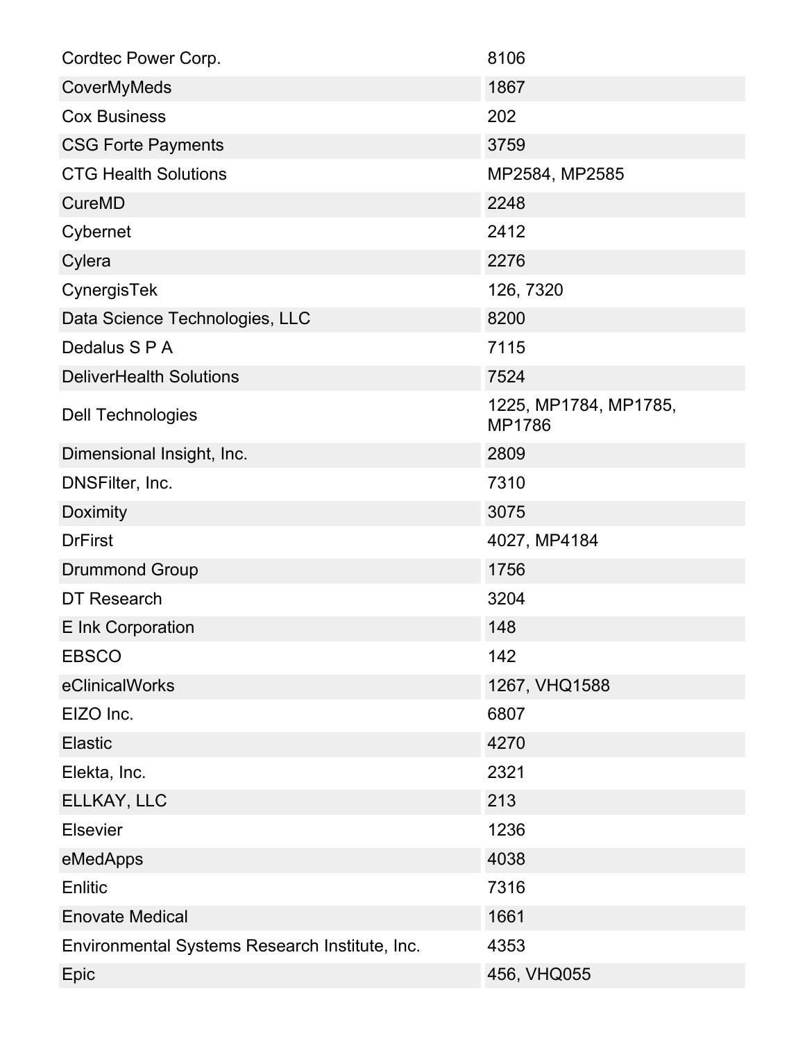| | |
|---|---|
| Cordtec Power Corp. | 8106 |
| CoverMyMeds | 1867 |
| Cox Business | 202 |
| CSG Forte Payments | 3759 |
| CTG Health Solutions | MP2584, MP2585 |
| CureMD | 2248 |
| Cybernet | 2412 |
| Cylera | 2276 |
| CynergisTek | 126, 7320 |
| Data Science Technologies, LLC | 8200 |
| Dedalus S P A | 7115 |
| DeliverHealth Solutions | 7524 |
| Dell Technologies | 1225, MP1784, MP1785, MP1786 |
| Dimensional Insight, Inc. | 2809 |
| DNSFilter, Inc. | 7310 |
| Doximity | 3075 |
| DrFirst | 4027, MP4184 |
| Drummond Group | 1756 |
| DT Research | 3204 |
| E Ink Corporation | 148 |
| EBSCO | 142 |
| eClinicalWorks | 1267, VHQ1588 |
| EIZO Inc. | 6807 |
| Elastic | 4270 |
| Elekta, Inc. | 2321 |
| ELLKAY, LLC | 213 |
| Elsevier | 1236 |
| eMedApps | 4038 |
| Enlitic | 7316 |
| Enovate Medical | 1661 |
| Environmental Systems Research Institute, Inc. | 4353 |
| Epic | 456, VHQ055 |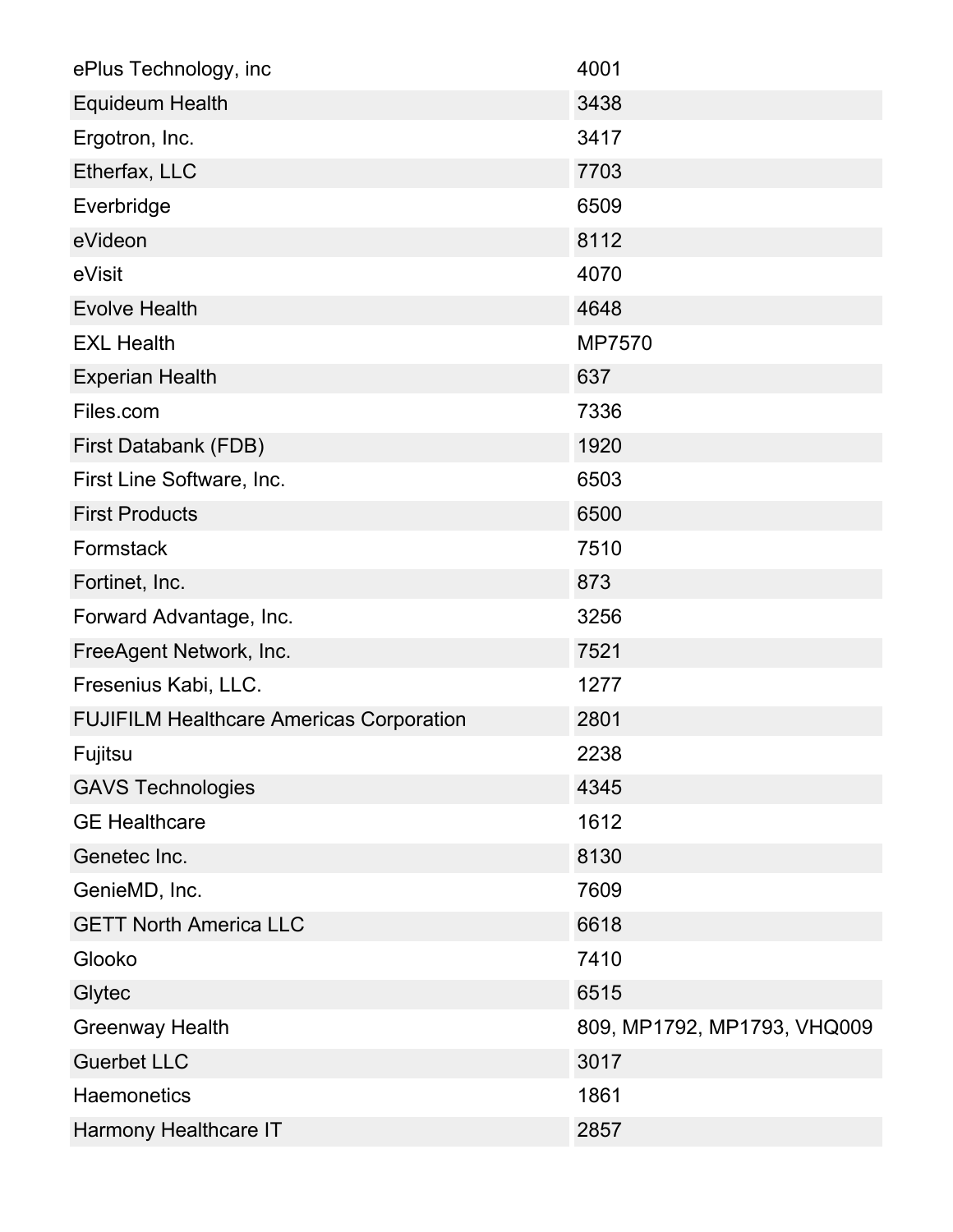| | |
|---|---|
| ePlus Technology, inc | 4001 |
| Equideum Health | 3438 |
| Ergotron, Inc. | 3417 |
| Etherfax, LLC | 7703 |
| Everbridge | 6509 |
| eVideon | 8112 |
| eVisit | 4070 |
| Evolve Health | 4648 |
| EXL Health | MP7570 |
| Experian Health | 637 |
| Files.com | 7336 |
| First Databank (FDB) | 1920 |
| First Line Software, Inc. | 6503 |
| First Products | 6500 |
| Formstack | 7510 |
| Fortinet, Inc. | 873 |
| Forward Advantage, Inc. | 3256 |
| FreeAgent Network, Inc. | 7521 |
| Fresenius Kabi, LLC. | 1277 |
| FUJIFILM Healthcare Americas Corporation | 2801 |
| Fujitsu | 2238 |
| GAVS Technologies | 4345 |
| GE Healthcare | 1612 |
| Genetec Inc. | 8130 |
| GenieMD, Inc. | 7609 |
| GETT North America LLC | 6618 |
| Glooko | 7410 |
| Glytec | 6515 |
| Greenway Health | 809, MP1792, MP1793, VHQ009 |
| Guerbet LLC | 3017 |
| Haemonetics | 1861 |
| Harmony Healthcare IT | 2857 |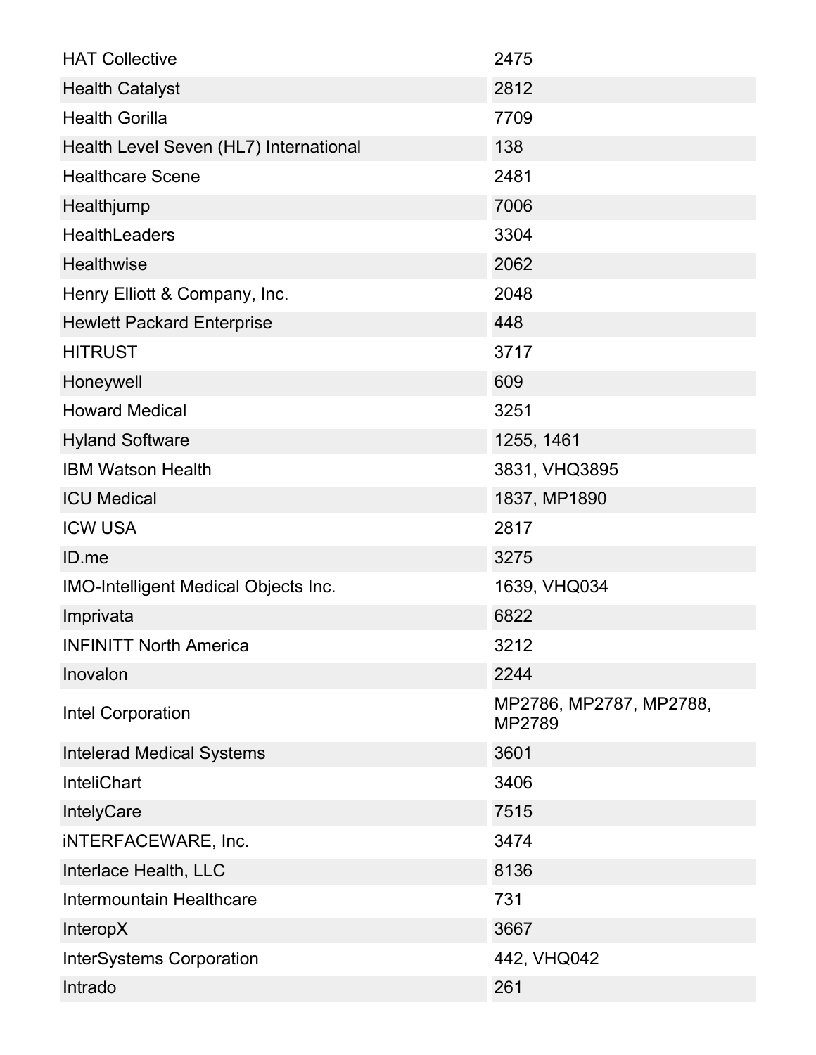| | |
|---|---|
| HAT Collective | 2475 |
| Health Catalyst | 2812 |
| Health Gorilla | 7709 |
| Health Level Seven (HL7) International | 138 |
| Healthcare Scene | 2481 |
| Healthjump | 7006 |
| HealthLeaders | 3304 |
| Healthwise | 2062 |
| Henry Elliott & Company, Inc. | 2048 |
| Hewlett Packard Enterprise | 448 |
| HITRUST | 3717 |
| Honeywell | 609 |
| Howard Medical | 3251 |
| Hyland Software | 1255, 1461 |
| IBM Watson Health | 3831, VHQ3895 |
| ICU Medical | 1837, MP1890 |
| ICW USA | 2817 |
| ID.me | 3275 |
| IMO-Intelligent Medical Objects Inc. | 1639, VHQ034 |
| Imprivata | 6822 |
| INFINITT North America | 3212 |
| Inovalon | 2244 |
| Intel Corporation | MP2786, MP2787, MP2788, MP2789 |
| Intelerad Medical Systems | 3601 |
| InteliChart | 3406 |
| IntelyCare | 7515 |
| iNTERFACEWARE, Inc. | 3474 |
| Interlace Health, LLC | 8136 |
| Intermountain Healthcare | 731 |
| InteropX | 3667 |
| InterSystems Corporation | 442, VHQ042 |
| Intrado | 261 |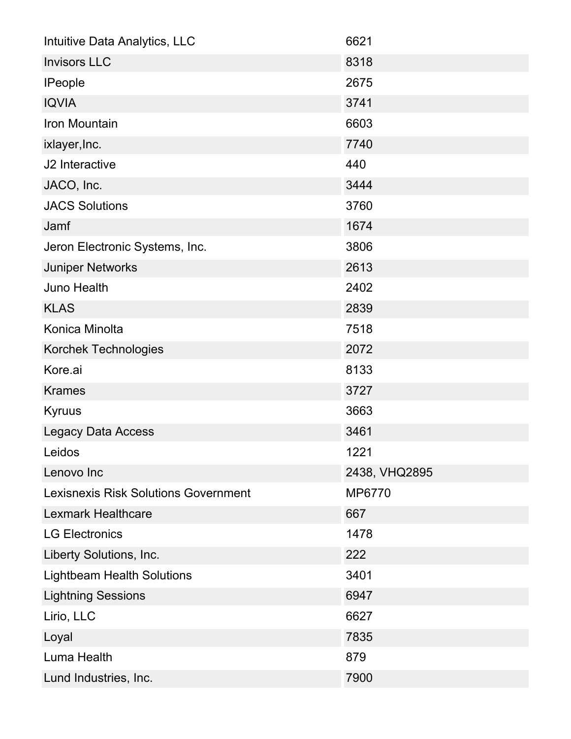| | |
|---|---|
| Intuitive Data Analytics, LLC | 6621 |
| Invisors LLC | 8318 |
| IPeople | 2675 |
| IQVIA | 3741 |
| Iron Mountain | 6603 |
| ixlayer,Inc. | 7740 |
| J2 Interactive | 440 |
| JACO, Inc. | 3444 |
| JACS Solutions | 3760 |
| Jamf | 1674 |
| Jeron Electronic Systems, Inc. | 3806 |
| Juniper Networks | 2613 |
| Juno Health | 2402 |
| KLAS | 2839 |
| Konica Minolta | 7518 |
| Korchek Technologies | 2072 |
| Kore.ai | 8133 |
| Krames | 3727 |
| Kyruus | 3663 |
| Legacy Data Access | 3461 |
| Leidos | 1221 |
| Lenovo Inc | 2438, VHQ2895 |
| Lexisnexis Risk Solutions Government | MP6770 |
| Lexmark Healthcare | 667 |
| LG Electronics | 1478 |
| Liberty Solutions, Inc. | 222 |
| Lightbeam Health Solutions | 3401 |
| Lightning Sessions | 6947 |
| Lirio, LLC | 6627 |
| Loyal | 7835 |
| Luma Health | 879 |
| Lund Industries, Inc. | 7900 |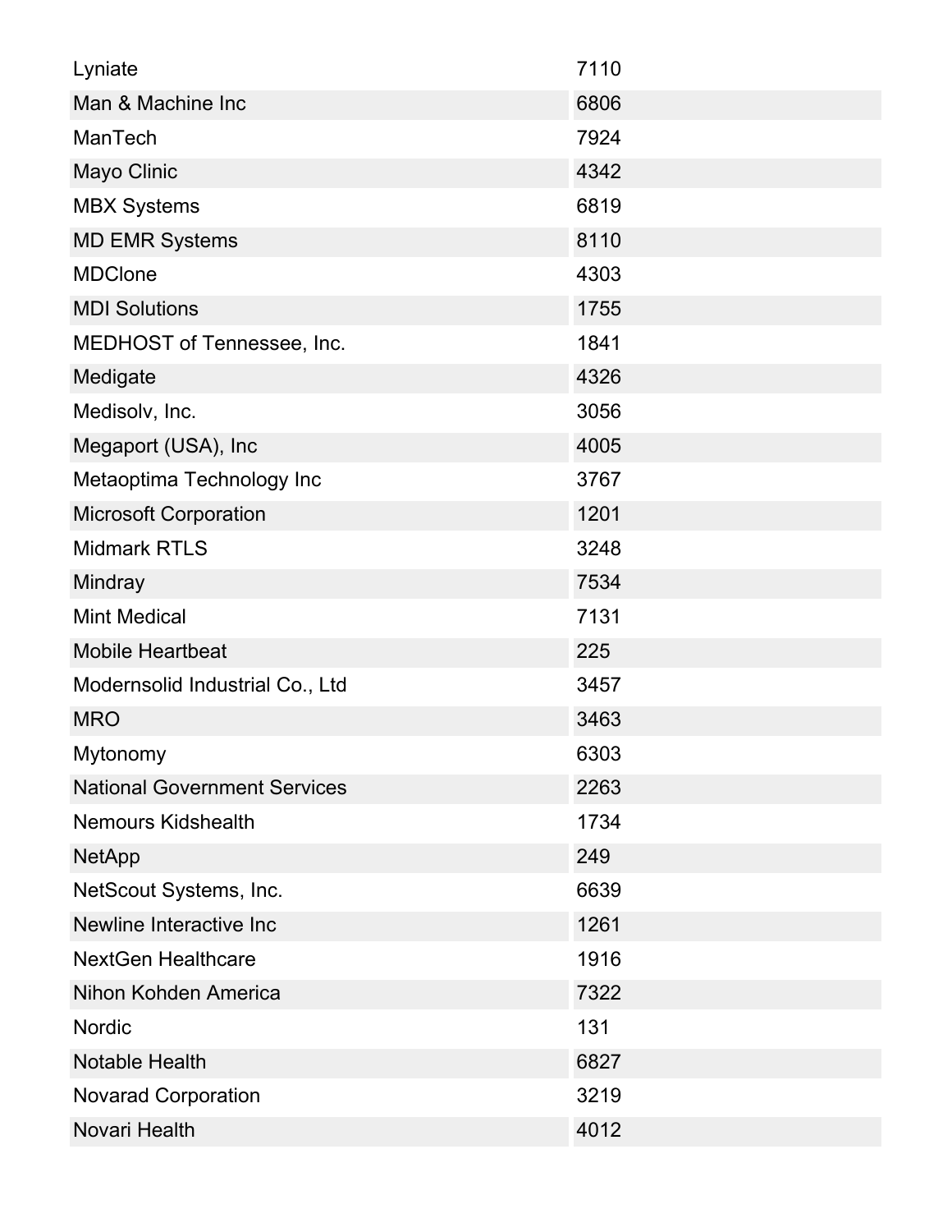| Lyniate | 7110 |
|---|---|
| Man & Machine Inc | 6806 |
| ManTech | 7924 |
| Mayo Clinic | 4342 |
| MBX Systems | 6819 |
| MD EMR Systems | 8110 |
| MDClone | 4303 |
| MDI Solutions | 1755 |
| MEDHOST of Tennessee, Inc. | 1841 |
| Medigate | 4326 |
| Medisolv, Inc. | 3056 |
| Megaport (USA), Inc | 4005 |
| Metaoptima Technology Inc | 3767 |
| Microsoft Corporation | 1201 |
| Midmark RTLS | 3248 |
| Mindray | 7534 |
| Mint Medical | 7131 |
| Mobile Heartbeat | 225 |
| Modernsolid Industrial Co., Ltd | 3457 |
| MRO | 3463 |
| Mytonomy | 6303 |
| National Government Services | 2263 |
| Nemours Kidshealth | 1734 |
| NetApp | 249 |
| NetScout Systems, Inc. | 6639 |
| Newline Interactive Inc | 1261 |
| NextGen Healthcare | 1916 |
| Nihon Kohden America | 7322 |
| Nordic | 131 |
| Notable Health | 6827 |
| Novarad Corporation | 3219 |
| Novari Health | 4012 |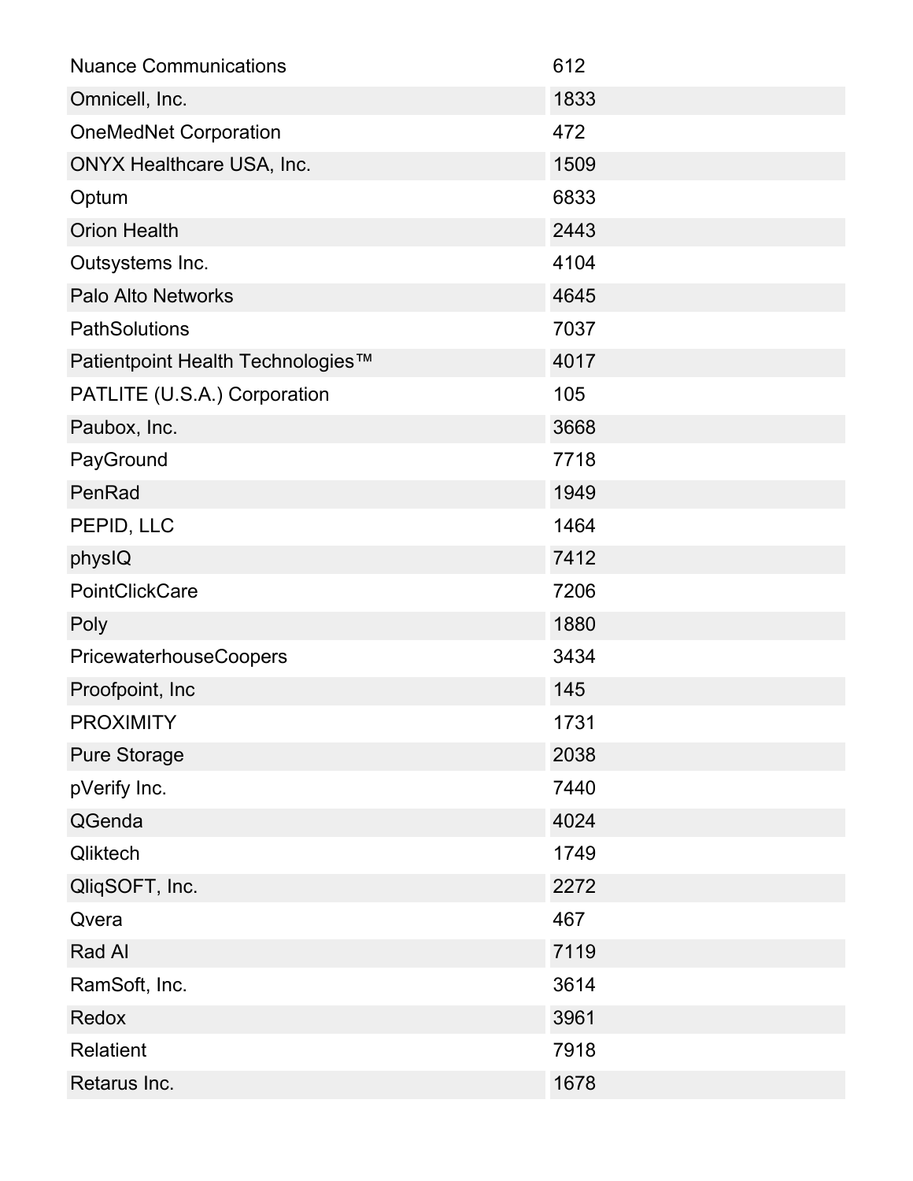| Nuance Communications | 612 |
|---|---|
| Omnicell, Inc. | 1833 |
| OneMedNet Corporation | 472 |
| ONYX Healthcare USA, Inc. | 1509 |
| Optum | 6833 |
| Orion Health | 2443 |
| Outsystems Inc. | 4104 |
| Palo Alto Networks | 4645 |
| PathSolutions | 7037 |
| Patientpoint Health Technologies™ | 4017 |
| PATLITE (U.S.A.) Corporation | 105 |
| Paubox, Inc. | 3668 |
| PayGround | 7718 |
| PenRad | 1949 |
| PEPID, LLC | 1464 |
| physIQ | 7412 |
| PointClickCare | 7206 |
| Poly | 1880 |
| PricewaterhouseCoopers | 3434 |
| Proofpoint, Inc | 145 |
| PROXIMITY | 1731 |
| Pure Storage | 2038 |
| pVerify Inc. | 7440 |
| QGenda | 4024 |
| Qliktech | 1749 |
| QliqSOFT, Inc. | 2272 |
| Qvera | 467 |
| Rad AI | 7119 |
| RamSoft, Inc. | 3614 |
| Redox | 3961 |
| Relatient | 7918 |
| Retarus Inc. | 1678 |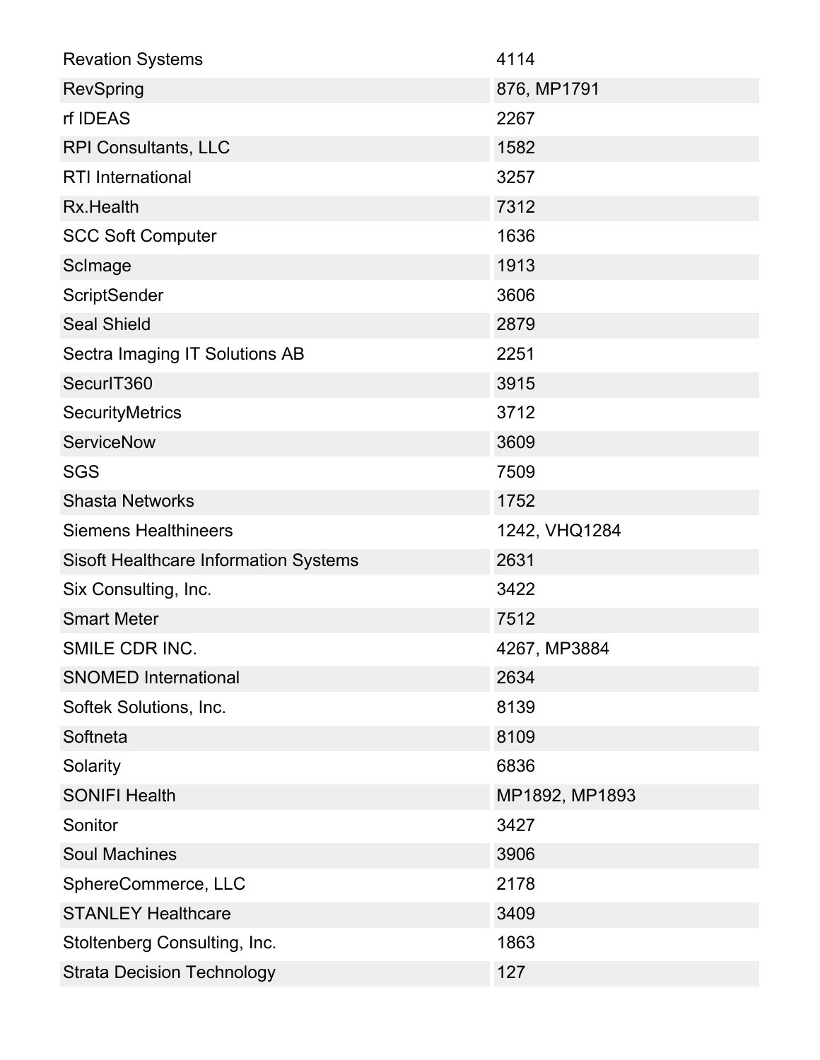| | |
|---|---|
| Revation Systems | 4114 |
| RevSpring | 876, MP1791 |
| rf IDEAS | 2267 |
| RPI Consultants, LLC | 1582 |
| RTI International | 3257 |
| Rx.Health | 7312 |
| SCC Soft Computer | 1636 |
| ScImage | 1913 |
| ScriptSender | 3606 |
| Seal Shield | 2879 |
| Sectra Imaging IT Solutions AB | 2251 |
| SecurIT360 | 3915 |
| SecurityMetrics | 3712 |
| ServiceNow | 3609 |
| SGS | 7509 |
| Shasta Networks | 1752 |
| Siemens Healthineers | 1242, VHQ1284 |
| Sisoft Healthcare Information Systems | 2631 |
| Six Consulting, Inc. | 3422 |
| Smart Meter | 7512 |
| SMILE CDR INC. | 4267, MP3884 |
| SNOMED International | 2634 |
| Softek Solutions, Inc. | 8139 |
| Softneta | 8109 |
| Solarity | 6836 |
| SONIFI Health | MP1892, MP1893 |
| Sonitor | 3427 |
| Soul Machines | 3906 |
| SphereCommerce, LLC | 2178 |
| STANLEY Healthcare | 3409 |
| Stoltenberg Consulting, Inc. | 1863 |
| Strata Decision Technology | 127 |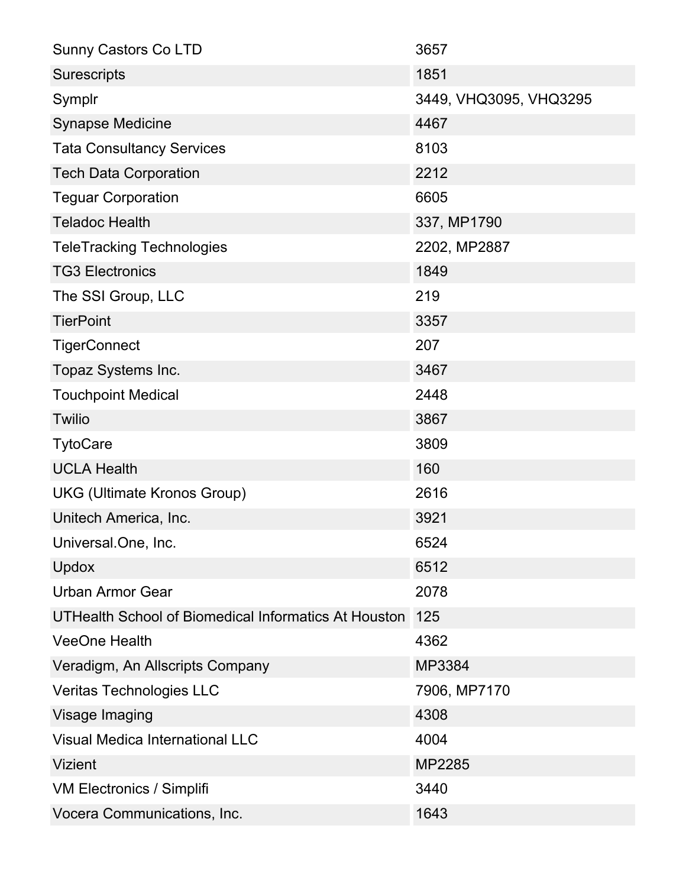| | |
|---|---|
| Sunny Castors Co LTD | 3657 |
| Surescripts | 1851 |
| Symplr | 3449, VHQ3095, VHQ3295 |
| Synapse Medicine | 4467 |
| Tata Consultancy Services | 8103 |
| Tech Data Corporation | 2212 |
| Teguar Corporation | 6605 |
| Teladoc Health | 337, MP1790 |
| TeleTracking Technologies | 2202, MP2887 |
| TG3 Electronics | 1849 |
| The SSI Group, LLC | 219 |
| TierPoint | 3357 |
| TigerConnect | 207 |
| Topaz Systems Inc. | 3467 |
| Touchpoint Medical | 2448 |
| Twilio | 3867 |
| TytoCare | 3809 |
| UCLA Health | 160 |
| UKG (Ultimate Kronos Group) | 2616 |
| Unitech America, Inc. | 3921 |
| Universal.One, Inc. | 6524 |
| Updox | 6512 |
| Urban Armor Gear | 2078 |
| UTHealth School of Biomedical Informatics At Houston | 125 |
| VeeOne Health | 4362 |
| Veradigm, An Allscripts Company | MP3384 |
| Veritas Technologies LLC | 7906, MP7170 |
| Visage Imaging | 4308 |
| Visual Medica International LLC | 4004 |
| Vizient | MP2285 |
| VM Electronics / Simplifi | 3440 |
| Vocera Communications, Inc. | 1643 |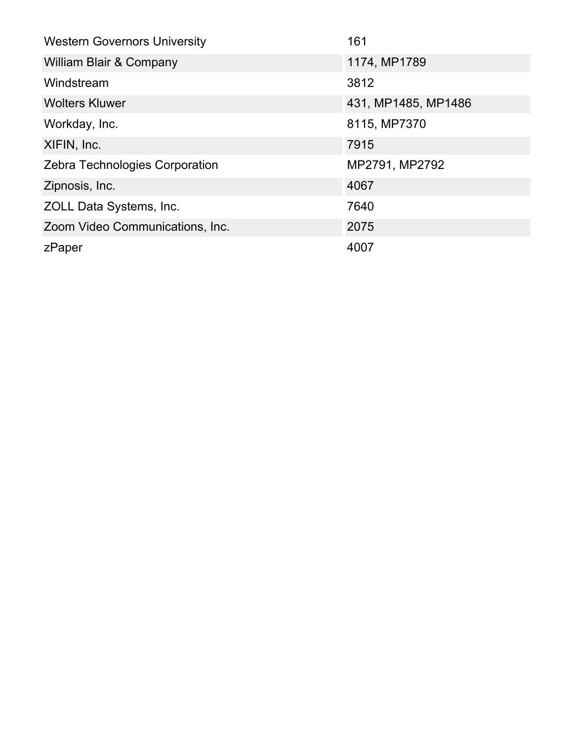| | |
|---|---|
| Western Governors University | 161 |
| William Blair & Company | 1174, MP1789 |
| Windstream | 3812 |
| Wolters Kluwer | 431, MP1485, MP1486 |
| Workday, Inc. | 8115, MP7370 |
| XIFIN, Inc. | 7915 |
| Zebra Technologies Corporation | MP2791, MP2792 |
| Zipnosis, Inc. | 4067 |
| ZOLL Data Systems, Inc. | 7640 |
| Zoom Video Communications, Inc. | 2075 |
| zPaper | 4007 |